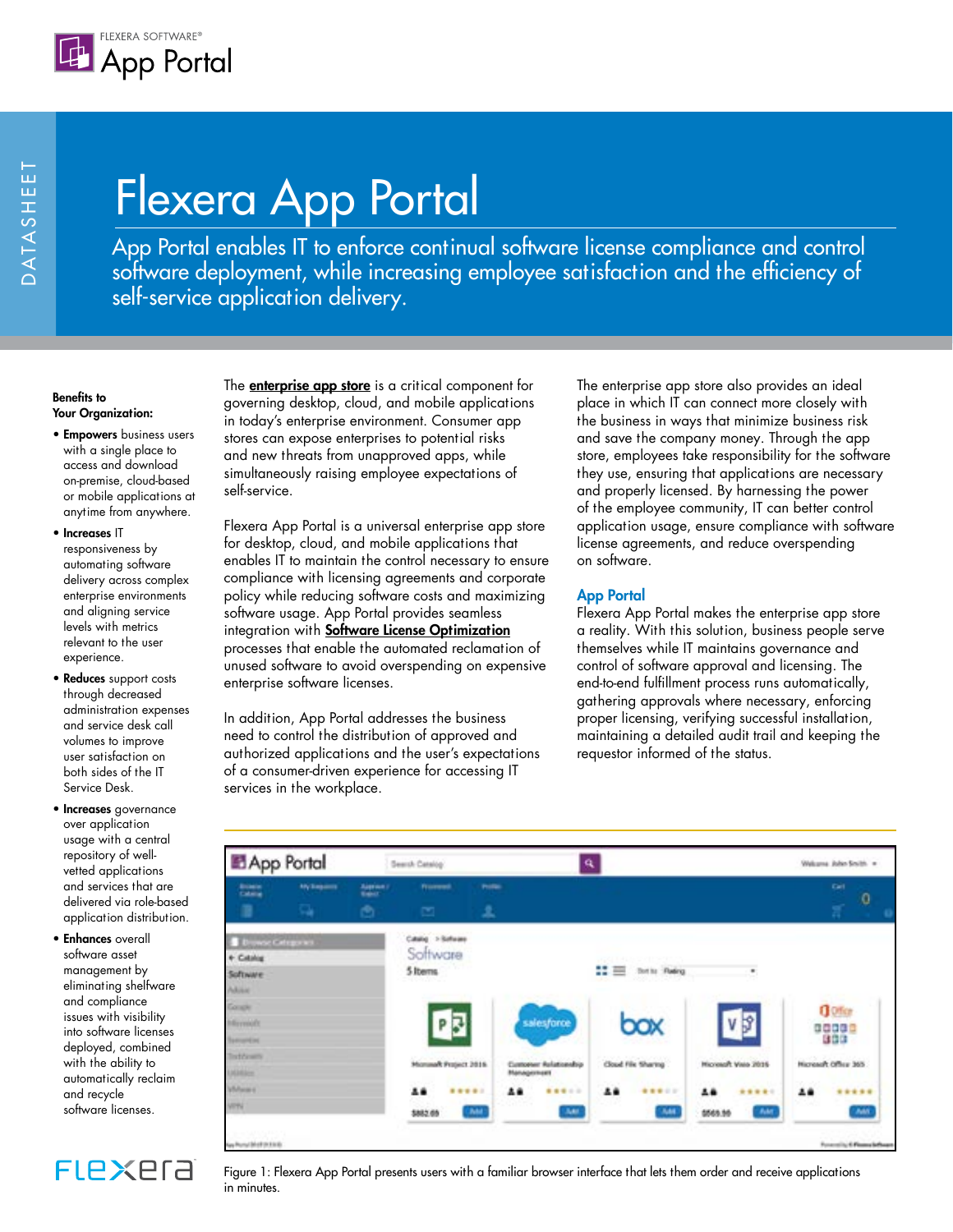FLEXERA SOFTWARE®

App Portal

DATASHEET

# Flexera App Portal

App Portal enables IT to enforce continual software license compliance and control software deployment, while increasing employee satisfaction and the efficiency of self-service application delivery.

**Benefits to Your Organization:**

- **Empowers** business users with a single place to access and download on-premise, cloud-based or mobile applications at anytime from anywhere.
- **Increases** IT responsiveness by automating software delivery across complex enterprise environments and aligning service levels with metrics relevant to the user experience.
- **Reduces** support costs through decreased administration expenses and service desk call volumes to improve user satisfaction on both sides of the IT Service Desk.
- **Increases** governance over application usage with a central repository of well-vetted applications and services that are delivered via role-based application distribution.
- **Enhances** overall software asset management by eliminating shelfware and compliance issues with visibility into software licenses deployed, combined with the ability to automatically reclaim and recycle software licenses.

The **enterprise app store** is a critical component for governing desktop, cloud, and mobile applications in today's enterprise environment. Consumer app stores can expose enterprises to potential risks and new threats from unapproved apps, while simultaneously raising employee expectations of self-service.

Flexera App Portal is a universal enterprise app store for desktop, cloud, and mobile applications that enables IT to maintain the control necessary to ensure compliance with licensing agreements and corporate policy while reducing software costs and maximizing software usage. App Portal provides seamless integration with **Software License Optimization** processes that enable the automated reclamation of unused software to avoid overspending on expensive enterprise software licenses.

In addition, App Portal addresses the business need to control the distribution of approved and authorized applications and the user's expectations of a consumer-driven experience for accessing IT services in the workplace.

The enterprise app store also provides an ideal place in which IT can connect more closely with the business in ways that minimize business risk and save the company money. Through the app store, employees take responsibility for the software they use, ensuring that applications are necessary and properly licensed. By harnessing the power of the employee community, IT can better control application usage, ensure compliance with software license agreements, and reduce overspending on software.

## App Portal

Flexera App Portal makes the enterprise app store a reality. With this solution, business people serve themselves while IT maintains governance and control of software approval and licensing. The end-to-end fulfillment process runs automatically, gathering approvals where necessary, enforcing proper licensing, verifying successful installation, maintaining a detailed audit trail and keeping the requestor informed of the status.

Figure 1: Flexera App Portal presents users with a familiar browser interface that lets them order and receive applications in minutes.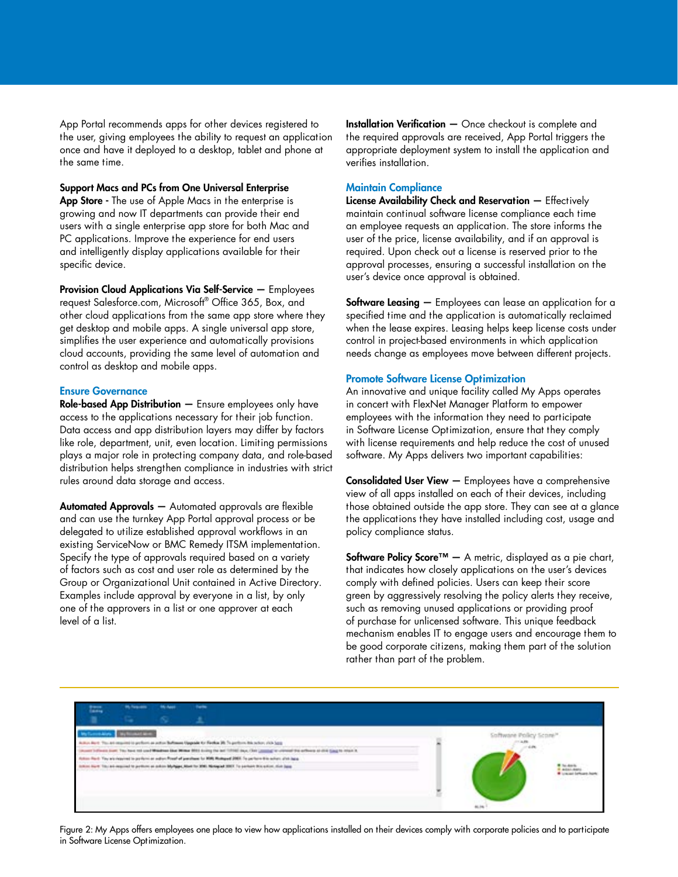App Portal recommends apps for other devices registered to the user, giving employees the ability to request an application once and have it deployed to a desktop, tablet and phone at the same time.

**Support Macs and PCs from One Universal Enterprise App Store** - The use of Apple Macs in the enterprise is growing and now IT departments can provide their end users with a single enterprise app store for both Mac and PC applications. Improve the experience for end users and intelligently display applications available for their specific device.

**Provision Cloud Applications Via Self-Service** — Employees request Salesforce.com, Microsoft® Office 365, Box, and other cloud applications from the same app store where they get desktop and mobile apps. A single universal app store, simplifies the user experience and automatically provisions cloud accounts, providing the same level of automation and control as desktop and mobile apps.

## Ensure Governance

**Role-based App Distribution** — Ensure employees only have access to the applications necessary for their job function. Data access and app distribution layers may differ by factors like role, department, unit, even location. Limiting permissions plays a major role in protecting company data, and role-based distribution helps strengthen compliance in industries with strict rules around data storage and access.

**Automated Approvals** — Automated approvals are flexible and can use the turnkey App Portal approval process or be delegated to utilize established approval workflows in an existing ServiceNow or BMC Remedy ITSM implementation. Specify the type of approvals required based on a variety of factors such as cost and user role as determined by the Group or Organizational Unit contained in Active Directory. Examples include approval by everyone in a list, by only one of the approvers in a list or one approver at each level of a list.

**Installation Verification** — Once checkout is complete and the required approvals are received, App Portal triggers the appropriate deployment system to install the application and verifies installation.

## Maintain Compliance

**License Availability Check and Reservation** — Effectively maintain continual software license compliance each time an employee requests an application. The store informs the user of the price, license availability, and if an approval is required. Upon check out a license is reserved prior to the approval processes, ensuring a successful installation on the user's device once approval is obtained.

**Software Leasing** — Employees can lease an application for a specified time and the application is automatically reclaimed when the lease expires. Leasing helps keep license costs under control in project-based environments in which application needs change as employees move between different projects.

## Promote Software License Optimization

An innovative and unique facility called My Apps operates in concert with FlexNet Manager Platform to empower employees with the information they need to participate in Software License Optimization, ensure that they comply with license requirements and help reduce the cost of unused software. My Apps delivers two important capabilities:

**Consolidated User View** — Employees have a comprehensive view of all apps installed on each of their devices, including those obtained outside the app store. They can see at a glance the applications they have installed including cost, usage and policy compliance status.

**Software Policy Score™** — A metric, displayed as a pie chart, that indicates how closely applications on the user's devices comply with defined policies. Users can keep their score green by aggressively resolving the policy alerts they receive, such as removing unused applications or providing proof of purchase for unlicensed software. This unique feedback mechanism enables IT to engage users and encourage them to be good corporate citizens, making them part of the solution rather than part of the problem.

Figure 2: My Apps offers employees one place to view how applications installed on their devices comply with corporate policies and to participate in Software License Optimization.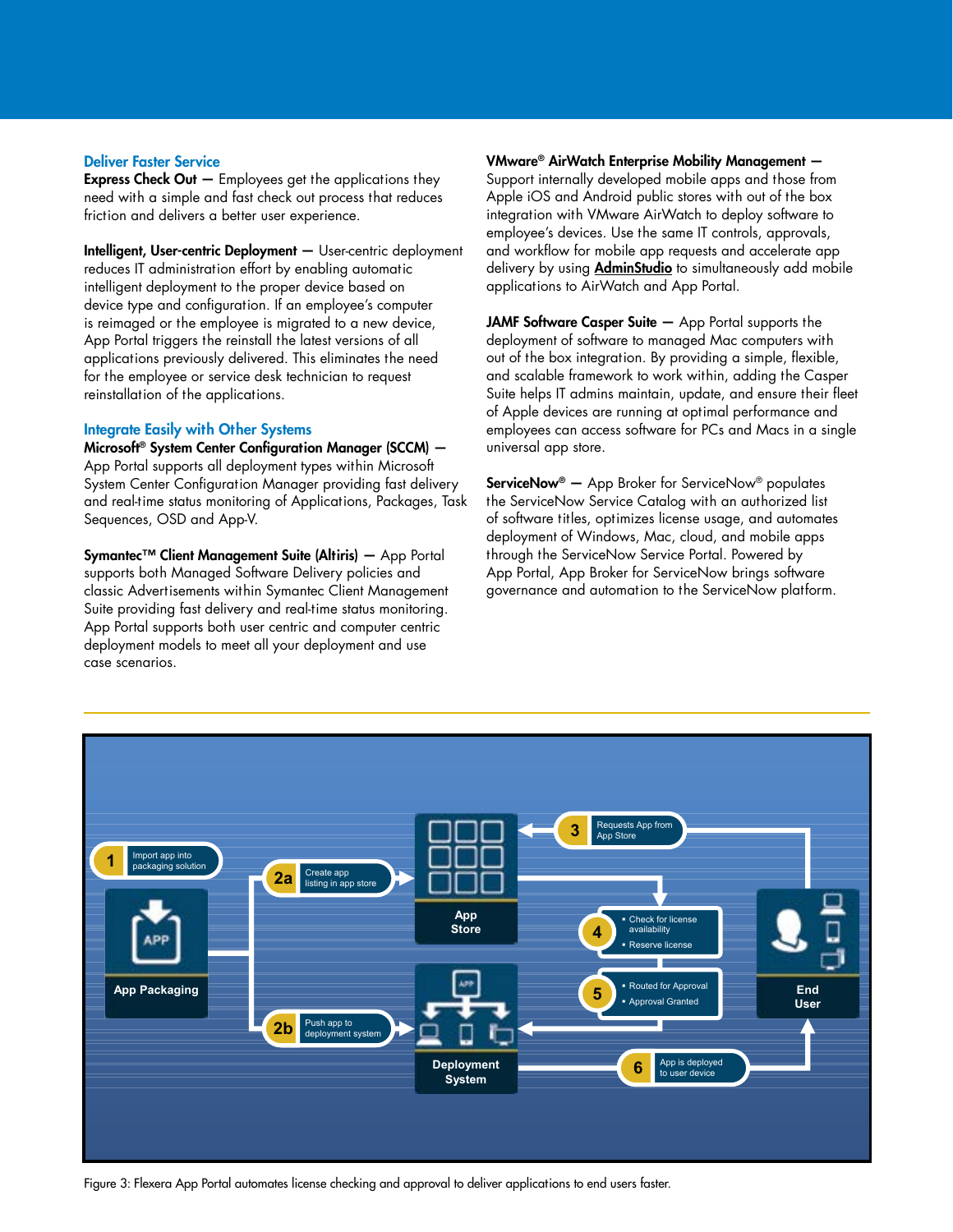## Deliver Faster Service

**Express Check Out —** Employees get the applications they need with a simple and fast check out process that reduces friction and delivers a better user experience.

**Intelligent, User-centric Deployment —** User-centric deployment reduces IT administration effort by enabling automatic intelligent deployment to the proper device based on device type and configuration. If an employee's computer is reimaged or the employee is migrated to a new device, App Portal triggers the reinstall the latest versions of all applications previously delivered. This eliminates the need for the employee or service desk technician to request reinstallation of the applications.

## Integrate Easily with Other Systems

**Microsoft® System Center Configuration Manager (SCCM) —** App Portal supports all deployment types within Microsoft System Center Configuration Manager providing fast delivery and real-time status monitoring of Applications, Packages, Task Sequences, OSD and App-V.

**Symantec™ Client Management Suite (Altiris) —** App Portal supports both Managed Software Delivery policies and classic Advertisements within Symantec Client Management Suite providing fast delivery and real-time status monitoring. App Portal supports both user centric and computer centric deployment models to meet all your deployment and use case scenarios.

**VMware® AirWatch Enterprise Mobility Management —** Support internally developed mobile apps and those from Apple iOS and Android public stores with out of the box integration with VMware AirWatch to deploy software to employee's devices. Use the same IT controls, approvals, and workflow for mobile app requests and accelerate app delivery by using **AdminStudio** to simultaneously add mobile applications to AirWatch and App Portal.

**JAMF Software Casper Suite —** App Portal supports the deployment of software to managed Mac computers with out of the box integration. By providing a simple, flexible, and scalable framework to work within, adding the Casper Suite helps IT admins maintain, update, and ensure their fleet of Apple devices are running at optimal performance and employees can access software for PCs and Macs in a single universal app store.

**ServiceNow® —** App Broker for ServiceNow® populates the ServiceNow Service Catalog with an authorized list of software titles, optimizes license usage, and automates deployment of Windows, Mac, cloud, and mobile apps through the ServiceNow Service Portal. Powered by App Portal, App Broker for ServiceNow brings software governance and automation to the ServiceNow platform.

Figure 3: Flexera App Portal automates license checking and approval to deliver applications to end users faster.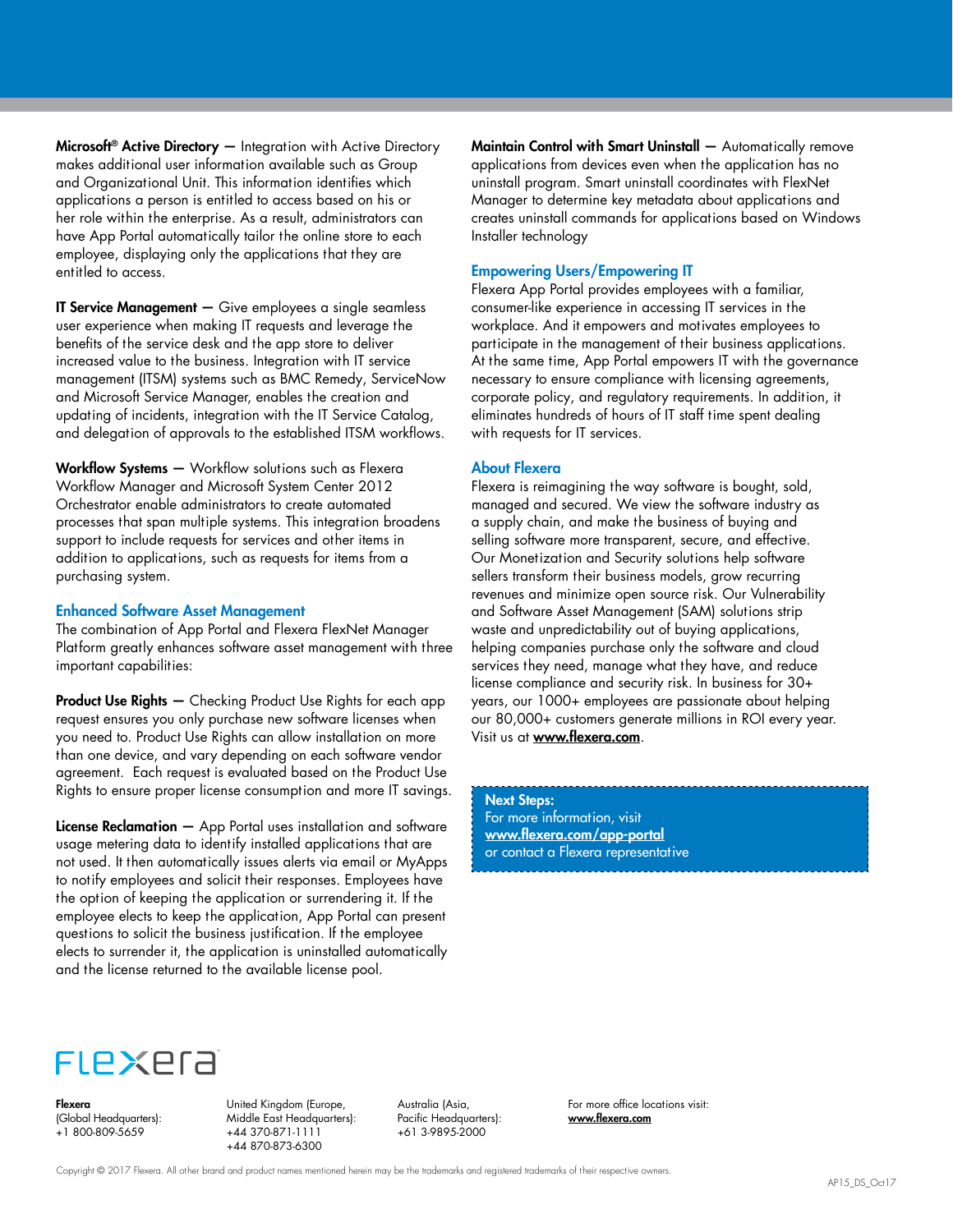**Microsoft® Active Directory —** Integration with Active Directory makes additional user information available such as Group and Organizational Unit. This information identifies which applications a person is entitled to access based on his or her role within the enterprise. As a result, administrators can have App Portal automatically tailor the online store to each employee, displaying only the applications that they are entitled to access.

**IT Service Management —** Give employees a single seamless user experience when making IT requests and leverage the benefits of the service desk and the app store to deliver increased value to the business. Integration with IT service management (ITSM) systems such as BMC Remedy, ServiceNow and Microsoft Service Manager, enables the creation and updating of incidents, integration with the IT Service Catalog, and delegation of approvals to the established ITSM workflows.

**Workflow Systems —** Workflow solutions such as Flexera Workflow Manager and Microsoft System Center 2012 Orchestrator enable administrators to create automated processes that span multiple systems. This integration broadens support to include requests for services and other items in addition to applications, such as requests for items from a purchasing system.

## Enhanced Software Asset Management

The combination of App Portal and Flexera FlexNet Manager Platform greatly enhances software asset management with three important capabilities:

**Product Use Rights —** Checking Product Use Rights for each app request ensures you only purchase new software licenses when you need to. Product Use Rights can allow installation on more than one device, and vary depending on each software vendor agreement. Each request is evaluated based on the Product Use Rights to ensure proper license consumption and more IT savings.

**License Reclamation —** App Portal uses installation and software usage metering data to identify installed applications that are not used. It then automatically issues alerts via email or MyApps to notify employees and solicit their responses. Employees have the option of keeping the application or surrendering it. If the employee elects to keep the application, App Portal can present questions to solicit the business justification. If the employee elects to surrender it, the application is uninstalled automatically and the license returned to the available license pool.

**Maintain Control with Smart Uninstall —** Automatically remove applications from devices even when the application has no uninstall program. Smart uninstall coordinates with FlexNet Manager to determine key metadata about applications and creates uninstall commands for applications based on Windows Installer technology

## Empowering Users/Empowering IT

Flexera App Portal provides employees with a familiar, consumer-like experience in accessing IT services in the workplace. And it empowers and motivates employees to participate in the management of their business applications. At the same time, App Portal empowers IT with the governance necessary to ensure compliance with licensing agreements, corporate policy, and regulatory requirements. In addition, it eliminates hundreds of hours of IT staff time spent dealing with requests for IT services.

## About Flexera

Flexera is reimagining the way software is bought, sold, managed and secured. We view the software industry as a supply chain, and make the business of buying and selling software more transparent, secure, and effective. Our Monetization and Security solutions help software sellers transform their business models, grow recurring revenues and minimize open source risk. Our Vulnerability and Software Asset Management (SAM) solutions strip waste and unpredictability out of buying applications, helping companies purchase only the software and cloud services they need, manage what they have, and reduce license compliance and security risk. In business for 30+ years, our 1000+ employees are passionate about helping our 80,000+ customers generate millions in ROI every year. Visit us at **www.flexera.com**.

**Next Steps:**
For more information, visit
**www.flexera.com/app-portal**
or contact a Flexera representative

FLEXERA

**Flexera**
(Global Headquarters):
+1 800-809-5659

United Kingdom (Europe, Middle East Headquarters):
+44 370-871-1111
+44 870-873-6300

Australia (Asia, Pacific Headquarters):
+61 3-9895-2000

For more office locations visit:
**www.flexera.com**

Copyright © 2017 Flexera. All other brand and product names mentioned herein may be the trademarks and registered trademarks of their respective owners.

AP15_DS_Oct17